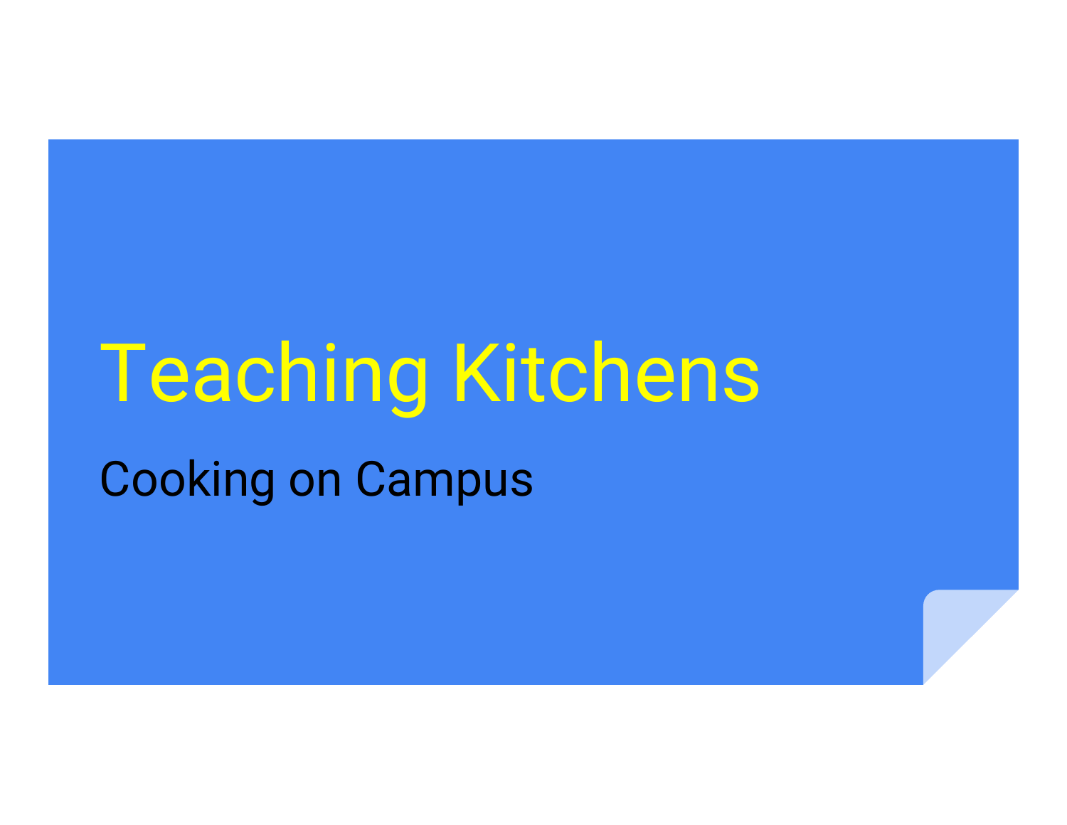# Teaching Kitchens

Cooking on Campus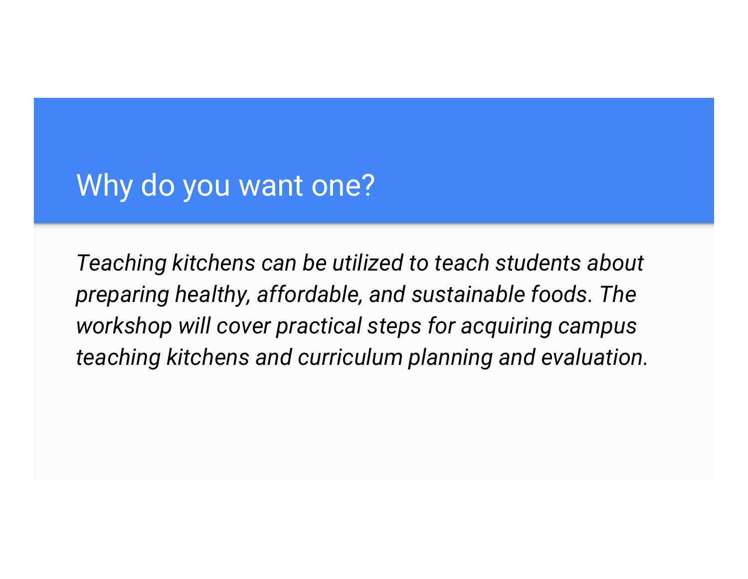# Why do you want one?

*Teaching kitchens can be utilized to teach students about preparing healthy, affordable, and sustainable foods. The workshop will cover practical steps for acquiring campus teaching kitchens and curriculum planning and evaluation.*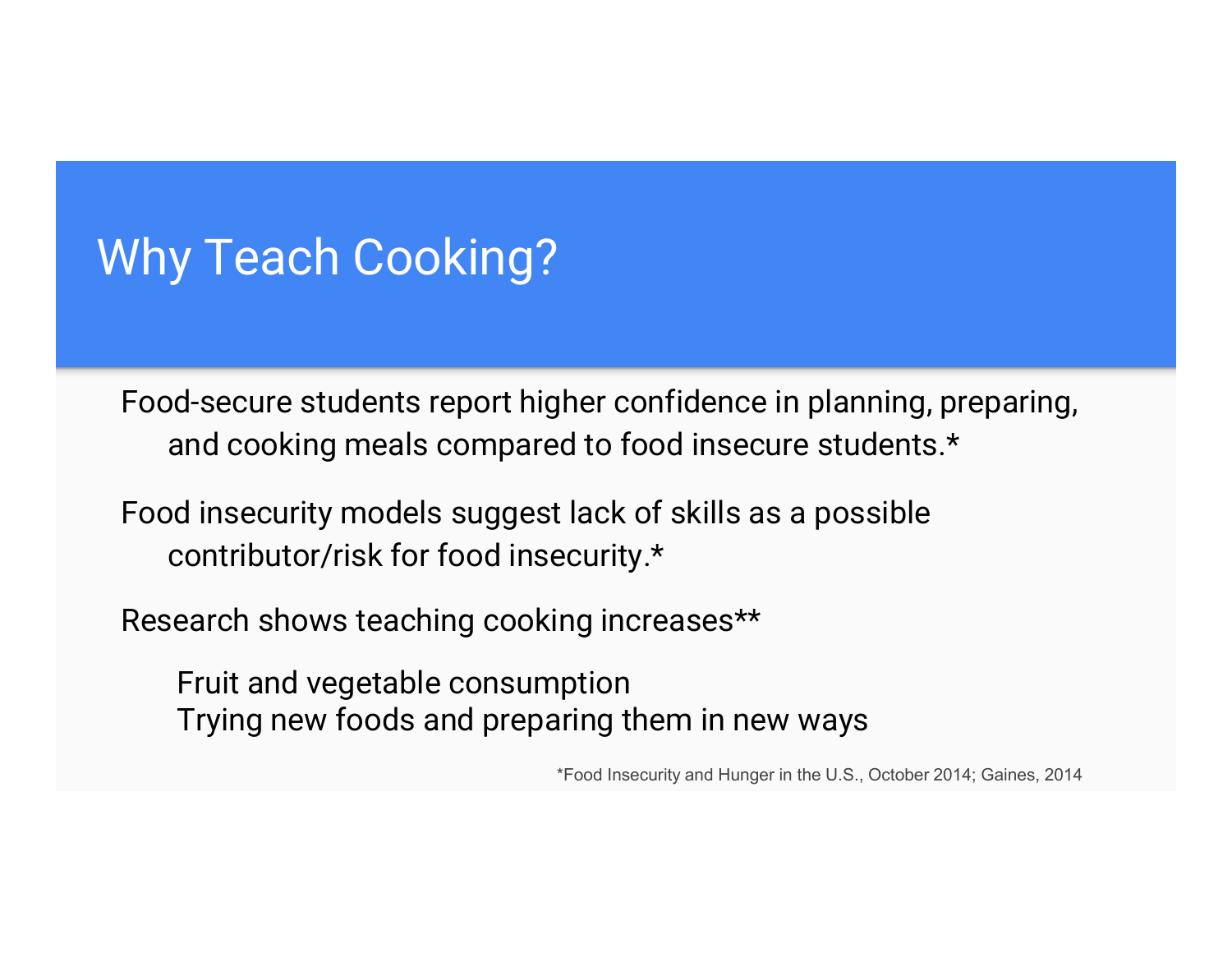# Why Teach Cooking?

Food-secure students report higher confidence in planning, preparing, and cooking meals compared to food insecure students.*

Food insecurity models suggest lack of skills as a possible contributor/risk for food insecurity.*

Research shows teaching cooking increases**

- Fruit and vegetable consumption
- Trying new foods and preparing them in new ways

*Food Insecurity and Hunger in the U.S., October 2014; Gaines, 2014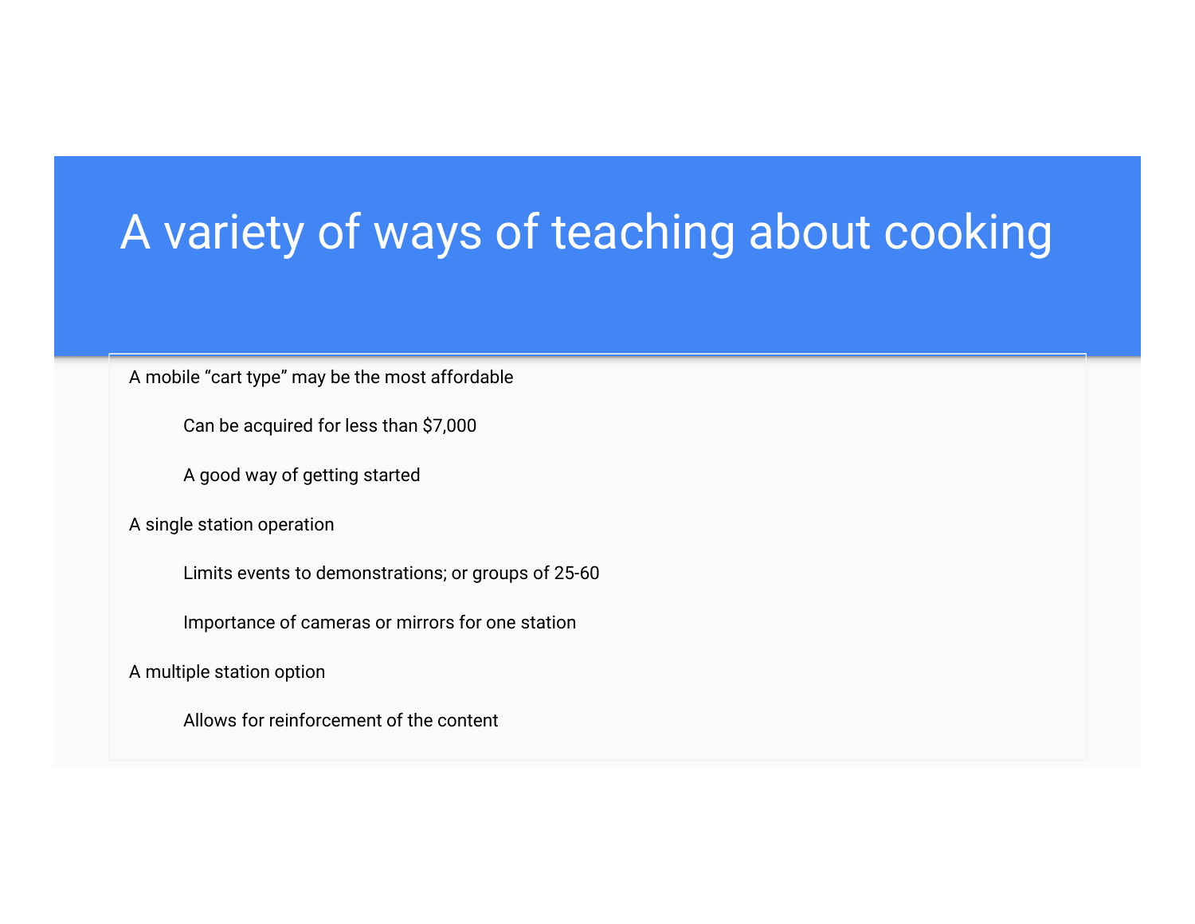# A variety of ways of teaching about cooking

- A mobile “cart type” may be the most affordable
  - Can be acquired for less than $7,000
  - A good way of getting started
- A single station operation
  - Limits events to demonstrations; or groups of 25-60
  - Importance of cameras or mirrors for one station
- A multiple station option
  - Allows for reinforcement of the content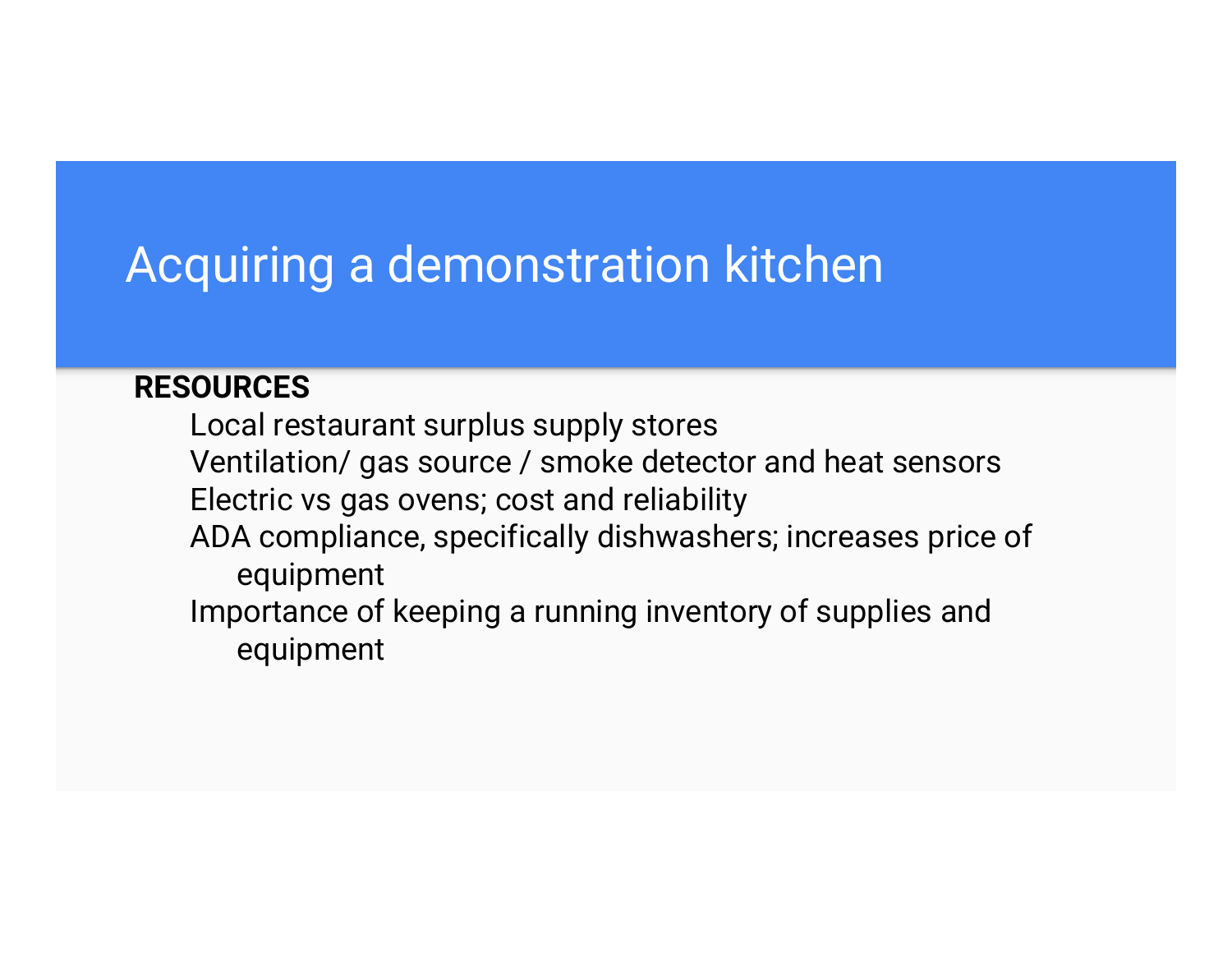# Acquiring a demonstration kitchen

**RESOURCES**

- Local restaurant surplus supply stores
- Ventilation/ gas source / smoke detector and heat sensors
- Electric vs gas ovens; cost and reliability
- ADA compliance, specifically dishwashers; increases price of equipment
- Importance of keeping a running inventory of supplies and equipment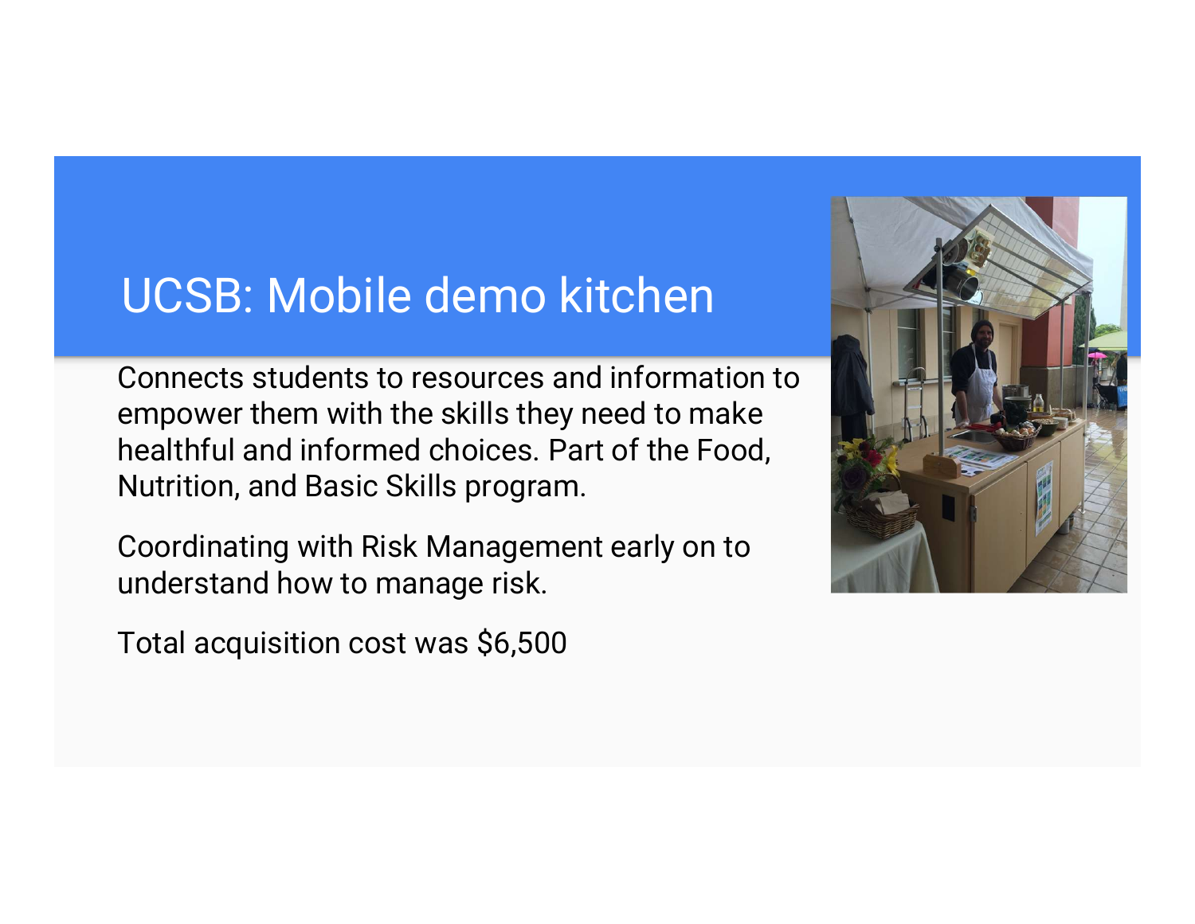# UCSB: Mobile demo kitchen

Connects students to resources and information to empower them with the skills they need to make healthful and informed choices. Part of the Food, Nutrition, and Basic Skills program.

Coordinating with Risk Management early on to understand how to manage risk.

Total acquisition cost was $6,500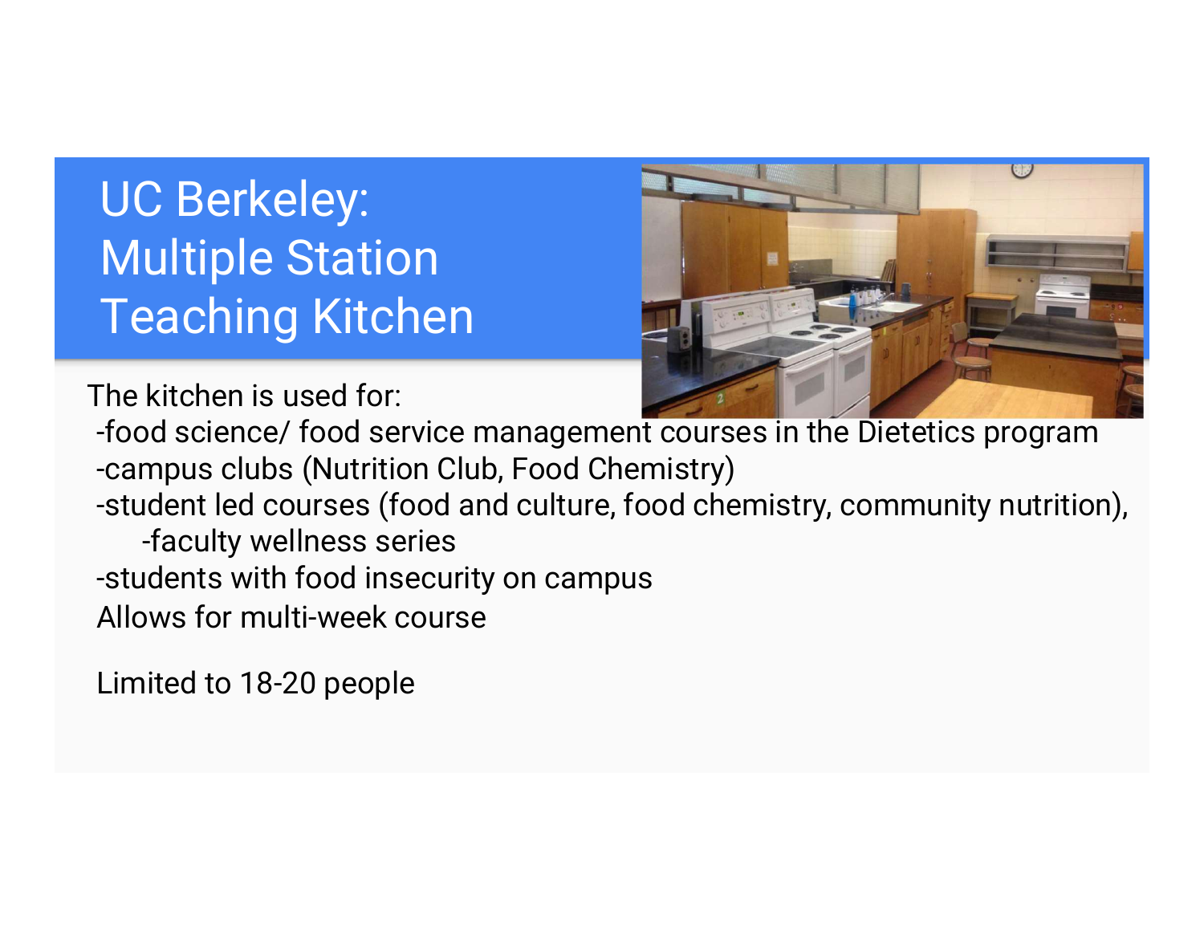# UC Berkeley: Multiple Station Teaching Kitchen

The kitchen is used for:

- food science/ food service management courses in the Dietetics program
- campus clubs (Nutrition Club, Food Chemistry)
- student led courses (food and culture, food chemistry, community nutrition),
  - faculty wellness series
- students with food insecurity on campus

Allows for multi-week course

Limited to 18-20 people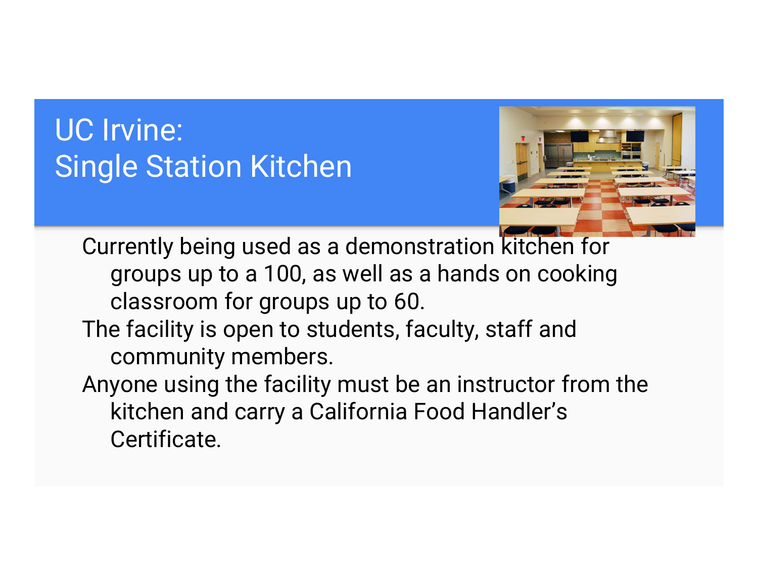# UC Irvine: Single Station Kitchen

Currently being used as a demonstration kitchen for groups up to a 100, as well as a hands on cooking classroom for groups up to 60.

The facility is open to students, faculty, staff and community members.

Anyone using the facility must be an instructor from the kitchen and carry a California Food Handler's Certificate.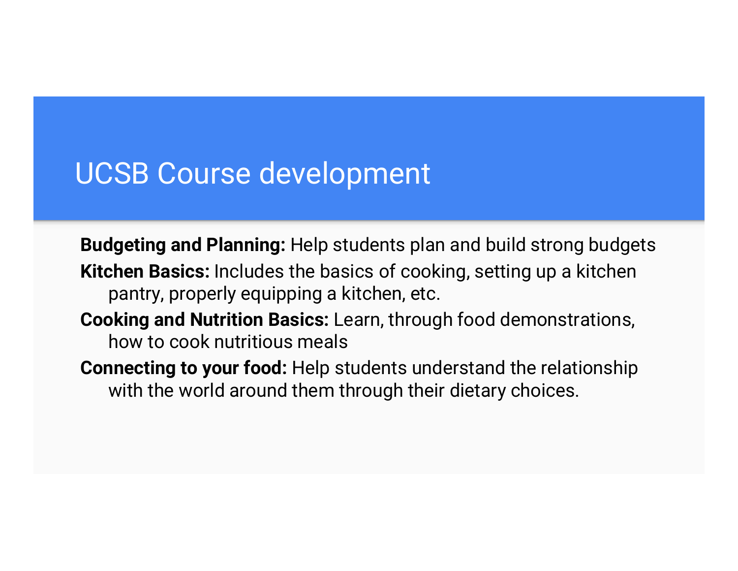# UCSB Course development

**Budgeting and Planning:** Help students plan and build strong budgets

**Kitchen Basics:** Includes the basics of cooking, setting up a kitchen pantry, properly equipping a kitchen, etc.

**Cooking and Nutrition Basics:** Learn, through food demonstrations, how to cook nutritious meals

**Connecting to your food:** Help students understand the relationship with the world around them through their dietary choices.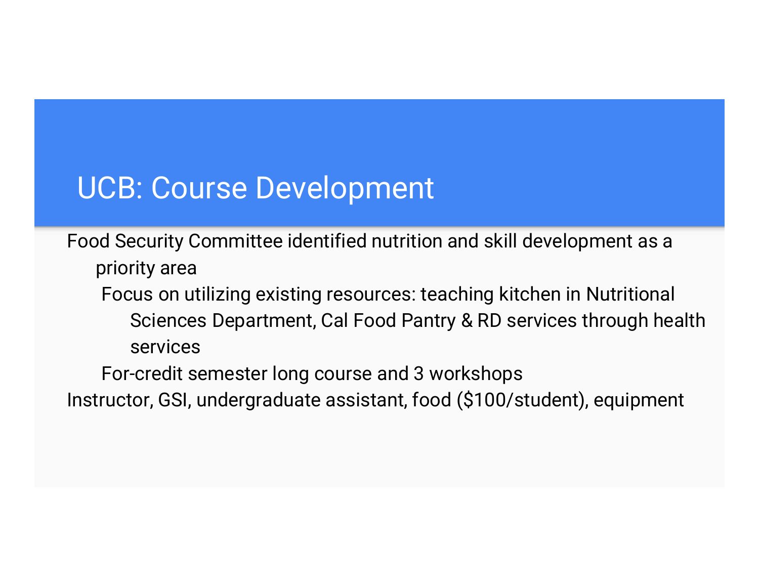# UCB: Course Development

- Food Security Committee identified nutrition and skill development as a priority area
  - Focus on utilizing existing resources: teaching kitchen in Nutritional Sciences Department, Cal Food Pantry & RD services through health services
  - For-credit semester long course and 3 workshops
- Instructor, GSI, undergraduate assistant, food ($100/student), equipment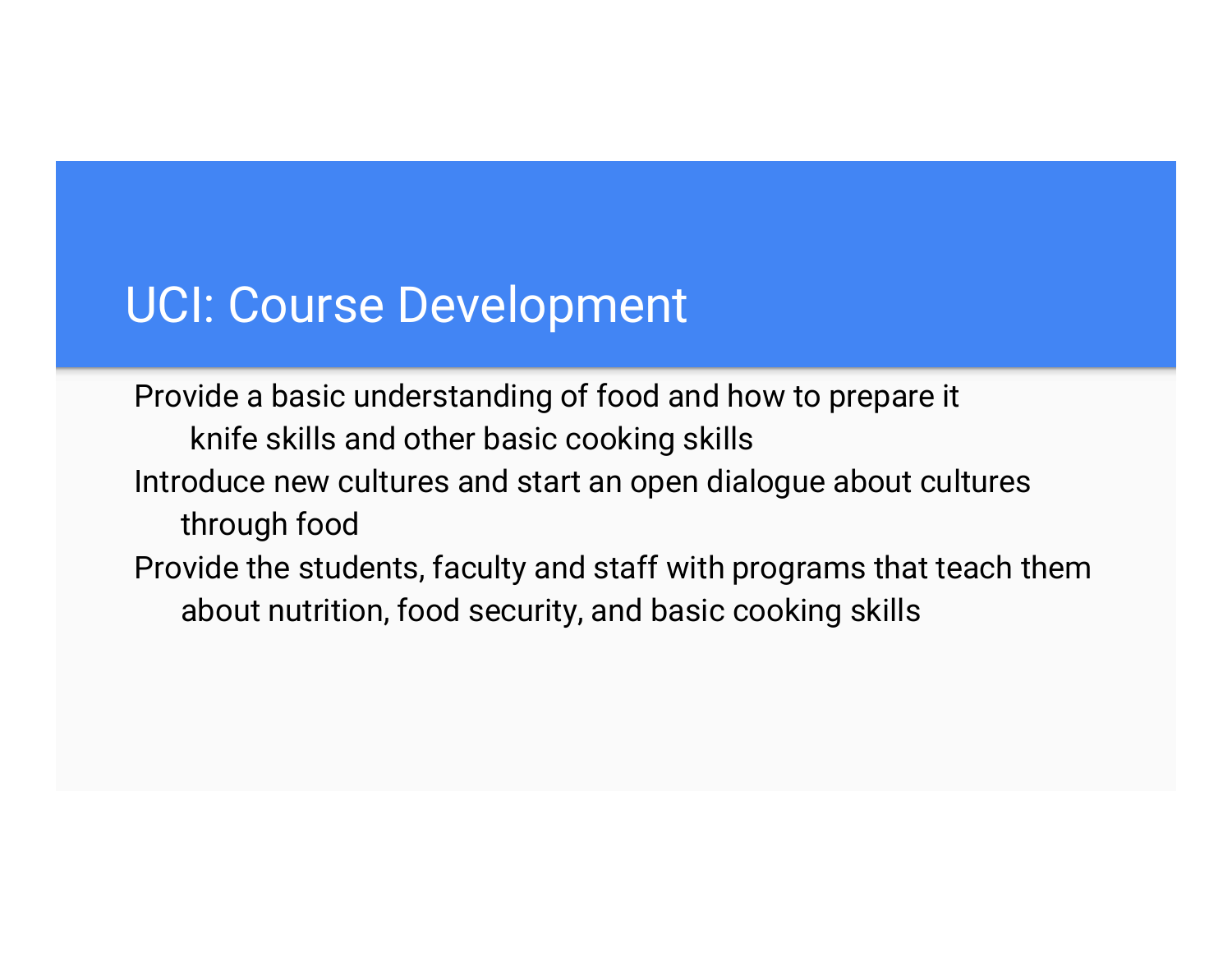# UCI: Course Development

- Provide a basic understanding of food and how to prepare it
  - knife skills and other basic cooking skills
- Introduce new cultures and start an open dialogue about cultures through food
- Provide the students, faculty and staff with programs that teach them about nutrition, food security, and basic cooking skills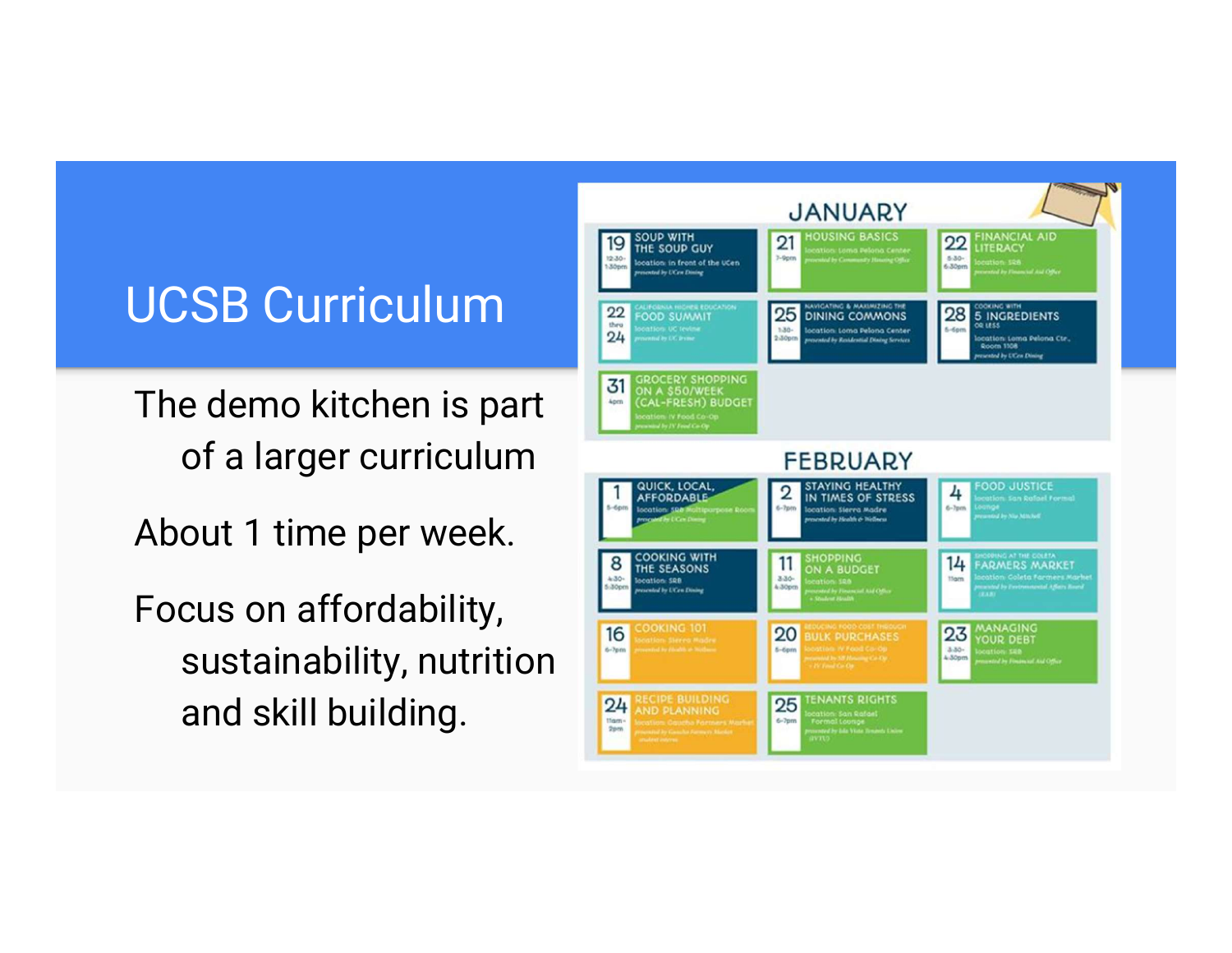# UCSB Curriculum

The demo kitchen is part of a larger curriculum

About 1 time per week.

Focus on affordability, sustainability, nutrition and skill building.

## JANUARY

- **19** (12:30-1:30pm) SOUP WITH THE SOUP GUY — location: in front of the UCen — presented by UCen Dining
- **21** (7-9pm) HOUSING BASICS — location: Loma Pelona Center — presented by Community Housing Office
- **22** (5:30-6:30pm) FINANCIAL AID LITERACY — location: SRB — presented by Financial Aid Office
- **22 thru 24** CALIFORNIA HIGHER EDUCATION FOOD SUMMIT — location: UC Irvine — presented by UC Irvine
- **25** (1:30-2:30pm) NAVIGATING & MAXIMIZING THE DINING COMMONS — location: Loma Pelona Center — presented by Residential Dining Services
- **28** (5-6pm) COOKING WITH 5 INGREDIENTS OR LESS — location: Loma Pelona Ctr., Room 1108 — presented by UCen Dining
- **31** (4pm) GROCERY SHOPPING ON A $50/WEEK (CAL-FRESH) BUDGET — location: IV Food Co-Op — presented by IV Food Co-Op

## FEBRUARY

- **1** (5-6pm) QUICK, LOCAL, AFFORDABLE — location: SRB Multipurpose Room — presented by UCen Dining
- **2** (6-7pm) STAYING HEALTHY IN TIMES OF STRESS — location: Sierra Madre — presented by Health & Wellness
- **4** (6-7pm) FOOD JUSTICE — location: San Rafael Formal Lounge — presented by Nia Mitchell
- **8** (4:30-5:30pm) COOKING WITH THE SEASONS — location: SRB — presented by UCen Dining
- **11** (3:30-4:30pm) SHOPPING ON A BUDGET — location: SRB — presented by Financial Aid Office + Student Health
- **14** (11am) SHOPPING AT THE GOLETA FARMERS MARKET — location: Goleta Farmers Market — presented by Environmental Affairs Board (EAB)
- **16** (6-7pm) COOKING 101 — location: Sierra Madre — presented by Health & Wellness
- **20** (5-6pm) REDUCING FOOD COST THROUGH BULK PURCHASES — location: IV Food Co-Op — presented by SB Housing Co-Op + IV Food Co-Op
- **23** (3:30-4:30pm) MANAGING YOUR DEBT — location: SRB — presented by Financial Aid Office
- **24** (11am-2pm) RECIPE BUILDING AND PLANNING — location: Gaucho Farmers Market — presented by Gaucho Farmers Market student interns
- **25** (6-7pm) TENANTS RIGHTS — location: San Rafael Formal Lounge — presented by Isla Vista Tenants Union (IVTU)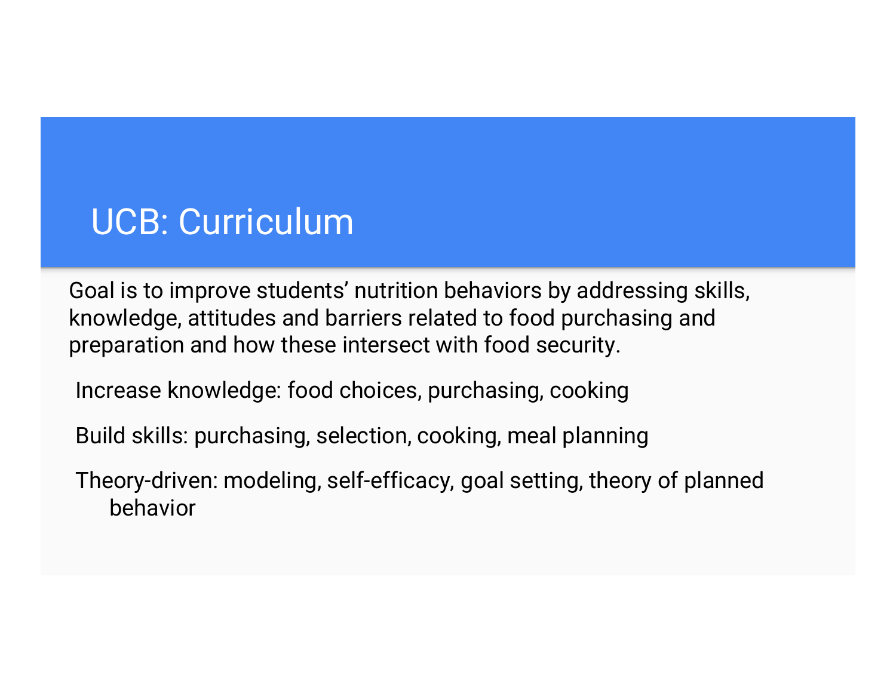# UCB: Curriculum

Goal is to improve students' nutrition behaviors by addressing skills, knowledge, attitudes and barriers related to food purchasing and preparation and how these intersect with food security.

Increase knowledge: food choices, purchasing, cooking

Build skills: purchasing, selection, cooking, meal planning

Theory-driven: modeling, self-efficacy, goal setting, theory of planned behavior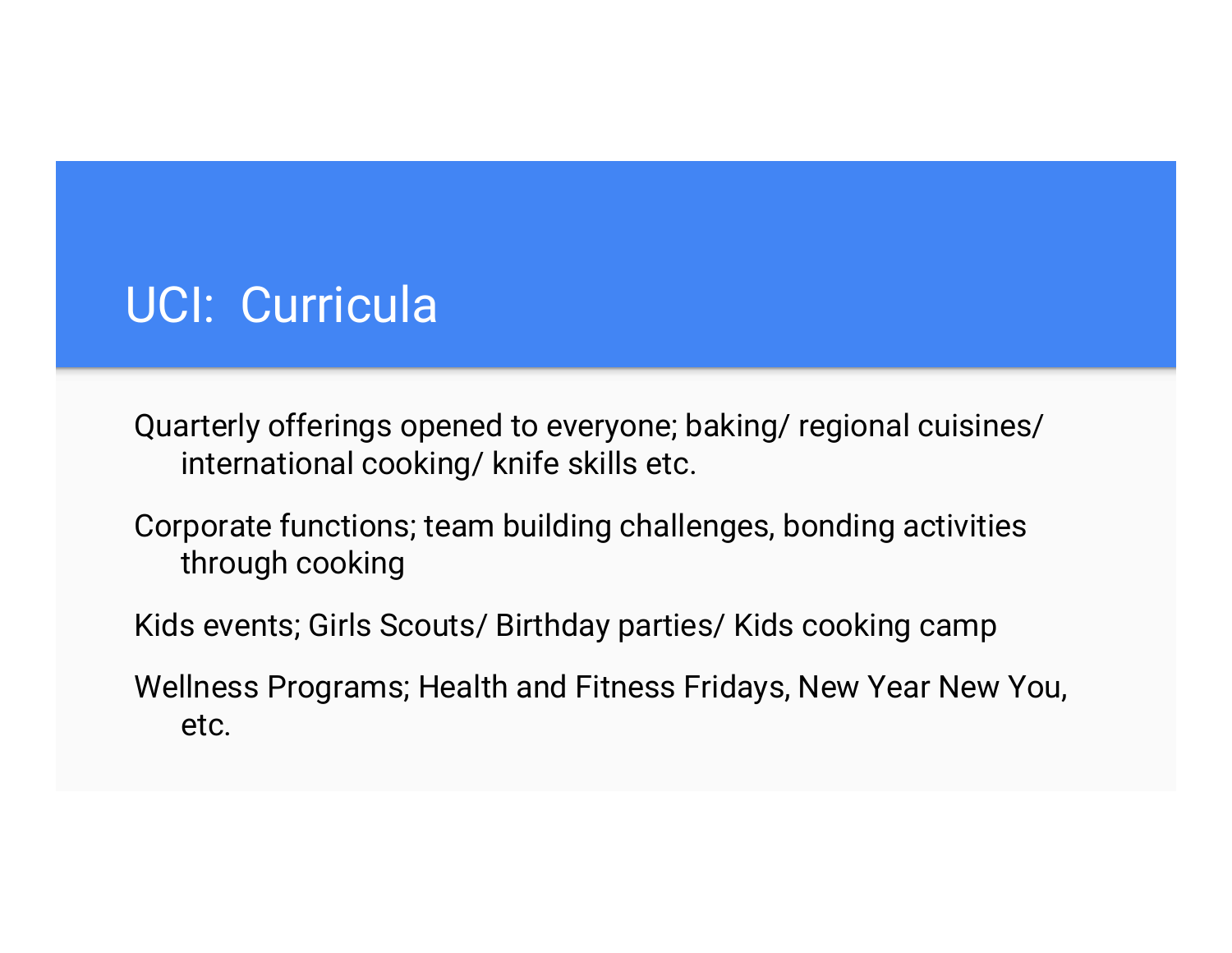# UCI: Curricula

Quarterly offerings opened to everyone; baking/ regional cuisines/ international cooking/ knife skills etc.

Corporate functions; team building challenges, bonding activities through cooking

Kids events; Girls Scouts/ Birthday parties/ Kids cooking camp

Wellness Programs; Health and Fitness Fridays, New Year New You, etc.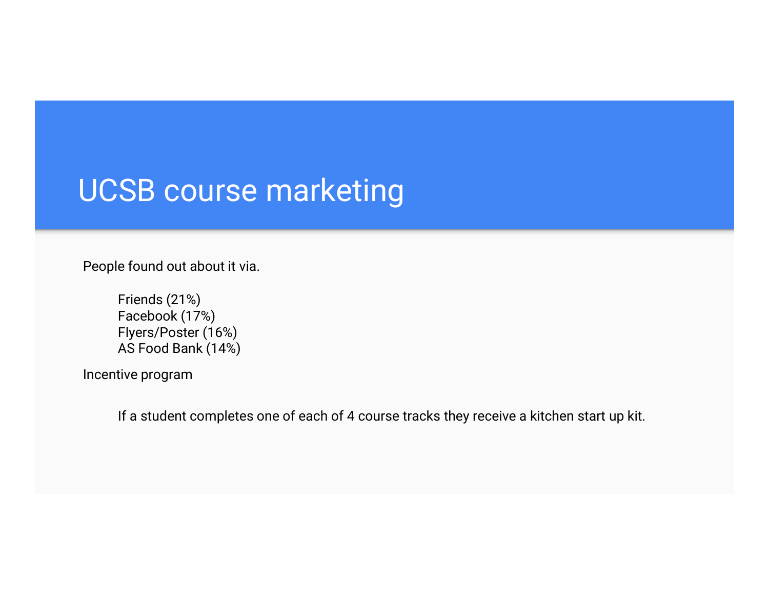# UCSB course marketing

People found out about it via.

- Friends (21%)
- Facebook (17%)
- Flyers/Poster (16%)
- AS Food Bank (14%)

Incentive program

- If a student completes one of each of 4 course tracks they receive a kitchen start up kit.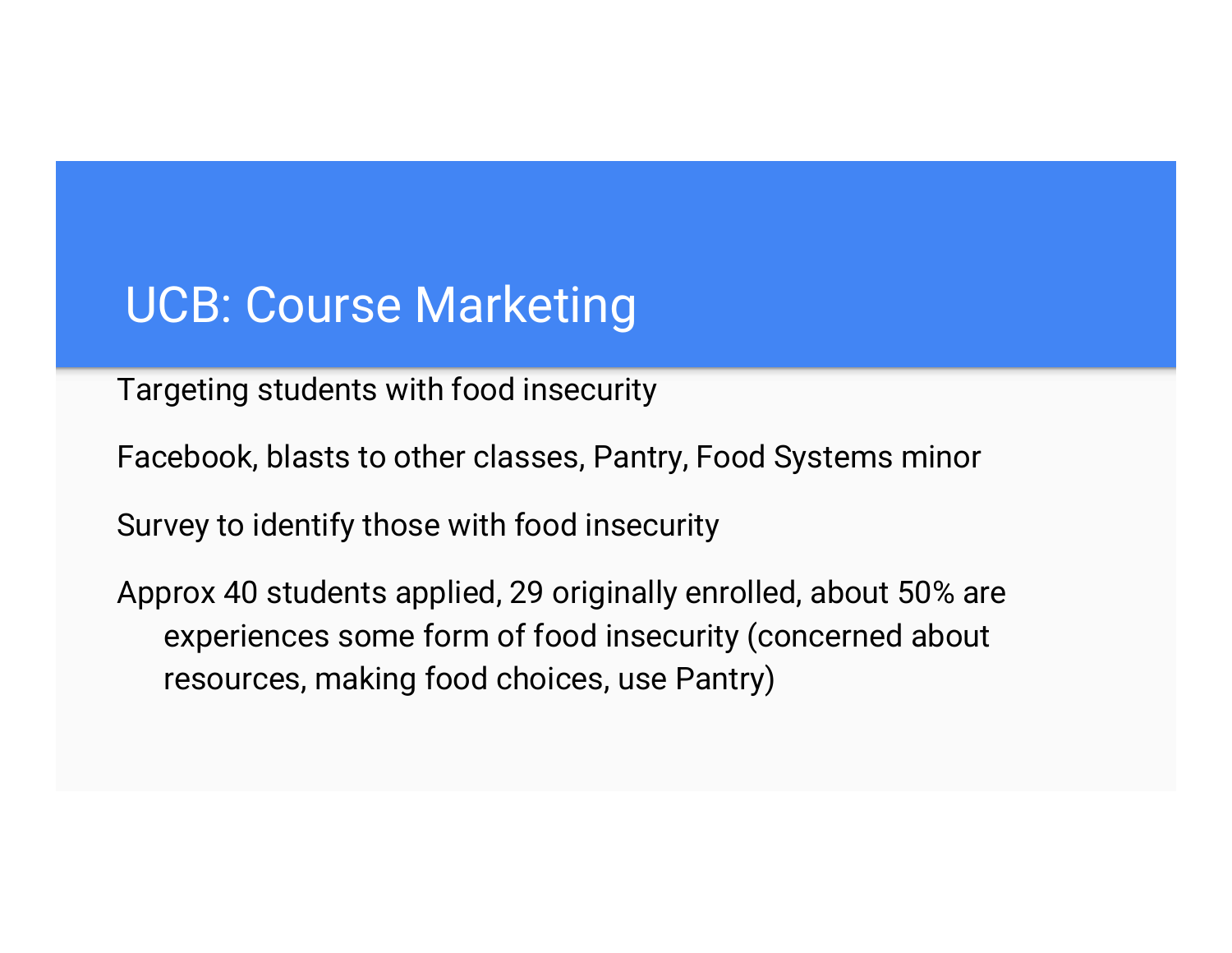# UCB: Course Marketing

Targeting students with food insecurity

Facebook, blasts to other classes, Pantry, Food Systems minor

Survey to identify those with food insecurity

Approx 40 students applied, 29 originally enrolled, about 50% are experiences some form of food insecurity (concerned about resources, making food choices, use Pantry)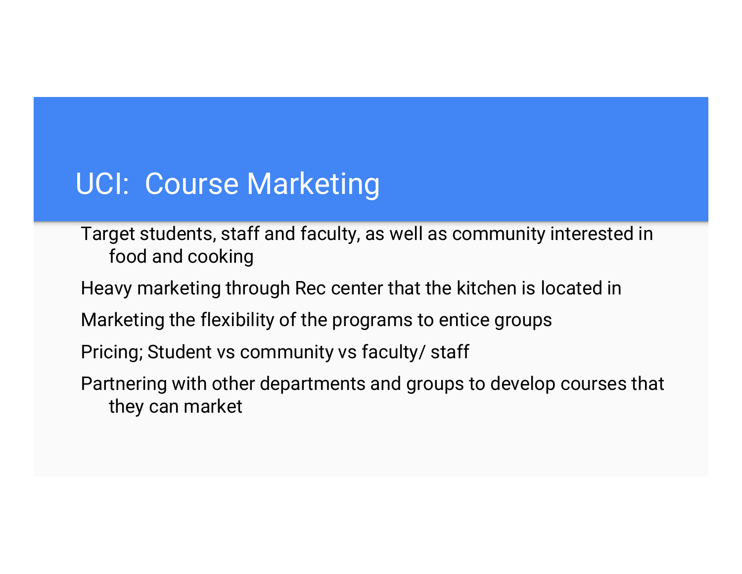# UCI: Course Marketing

- Target students, staff and faculty, as well as community interested in food and cooking
- Heavy marketing through Rec center that the kitchen is located in
- Marketing the flexibility of the programs to entice groups
- Pricing; Student vs community vs faculty/ staff
- Partnering with other departments and groups to develop courses that they can market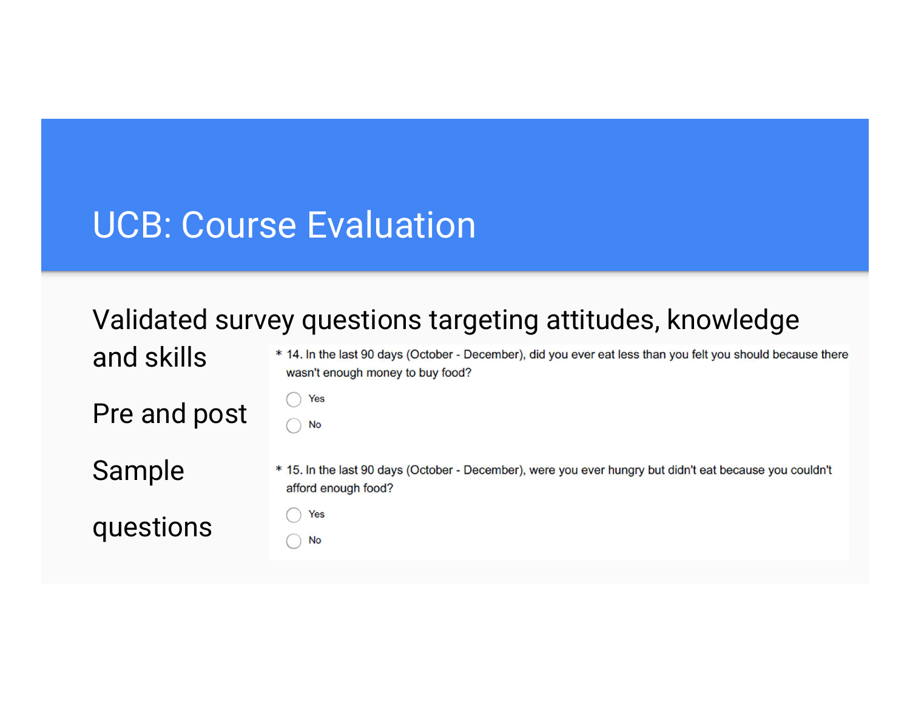# UCB: Course Evaluation

Validated survey questions targeting attitudes, knowledge and skills

Pre and post

Sample questions

* 14. In the last 90 days (October - December), did you ever eat less than you felt you should because there wasn't enough money to buy food?

- Yes
- No

* 15. In the last 90 days (October - December), were you ever hungry but didn't eat because you couldn't afford enough food?

- Yes
- No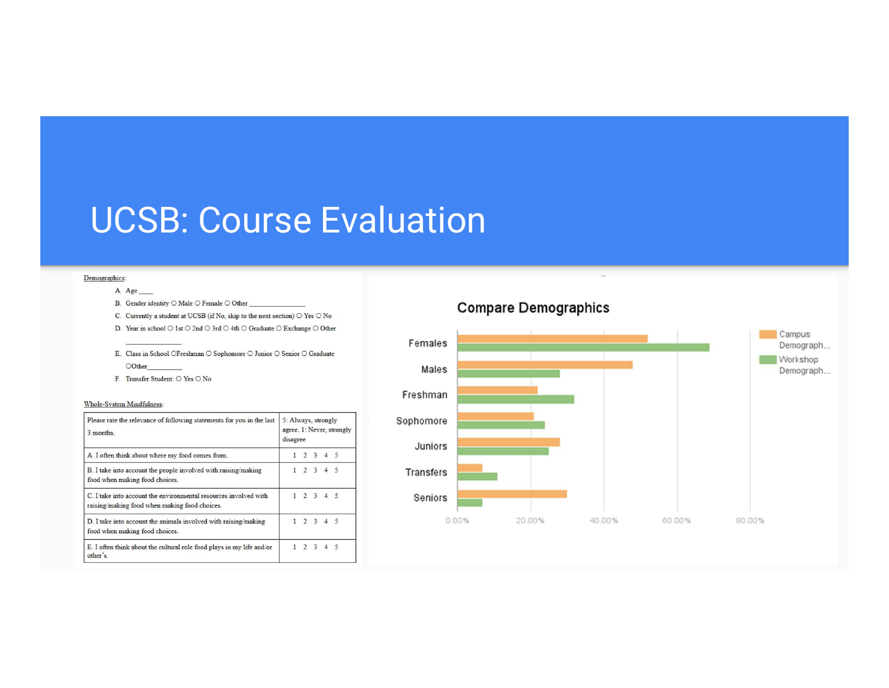# UCSB: Course Evaluation

Demographics:

A. Age ____

B. Gender identity ○ Male ○ Female ○ Other _______________

C. Currently a student at UCSB (if No, skip to the next section) ○ Yes ○ No

D. Year in school ○ 1st ○ 2nd ○ 3rd ○ 4th ○ Graduate ○ Exchange ○ Other _______________

E. Class in School ○Freshman ○ Sophomore ○ Junior ○ Senior ○ Graduate ○Other_________

F. Transfer Student: ○ Yes ○ No

Whole-System Mindfulness:

| Please rate the relevance of following statements for you in the last 3 months. | 5: Always, strongly agree. 1: Never, strongly disagree |
|---|---|
| A. I often think about where my food comes from. | 1 2 3 4 5 |
| B. I take into account the people involved with raising/making food when making food choices. | 1 2 3 4 5 |
| C. I take into account the environmental resources involved with raising/making food when making food choices. | 1 2 3 4 5 |
| D. I take into account the animals involved with raising/making food when making food choices. | 1 2 3 4 5 |
| E. I often think about the cultural role food plays in my life and/or other's. | 1 2 3 4 5 |

Compare Demographics

Females

Males

Freshman

Sophomore

Juniors

Transfers

Seniors

0.00%

20.00%

40.00%

60.00%

80.00%

Campus Demograph...

Workshop Demograph...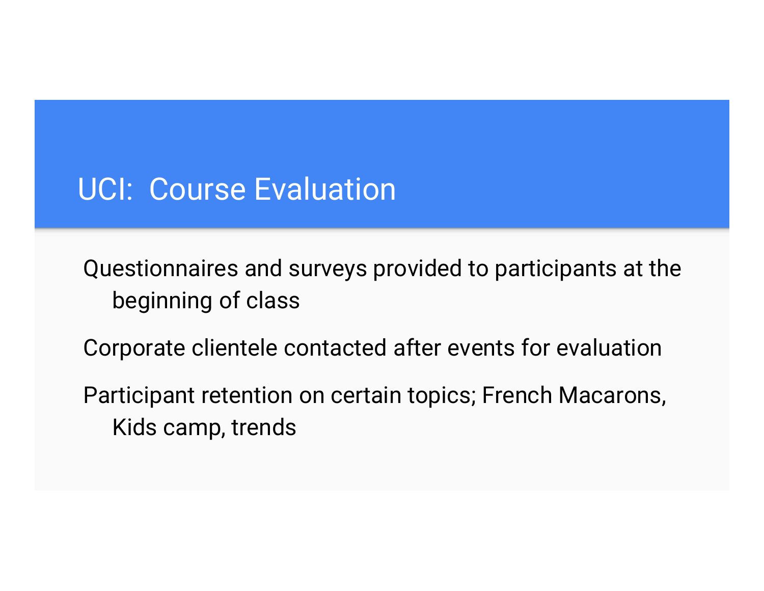# UCI: Course Evaluation

Questionnaires and surveys provided to participants at the beginning of class

Corporate clientele contacted after events for evaluation

Participant retention on certain topics; French Macarons, Kids camp, trends